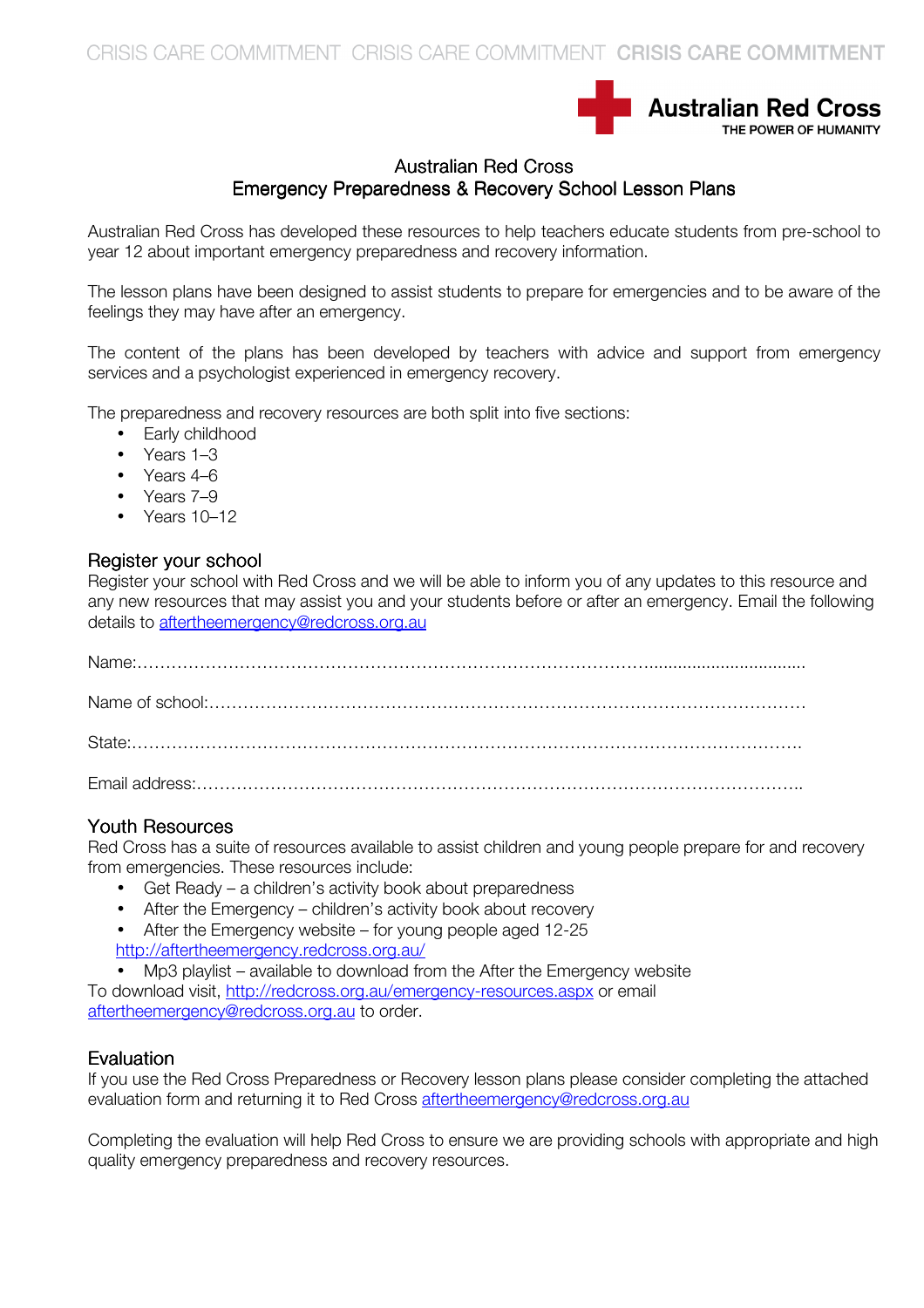# Australian Red Cross
## Emergency Preparedness & Recovery School Lesson Plans

Australian Red Cross has developed these resources to help teachers educate students from pre-school to year 12 about important emergency preparedness and recovery information.

The lesson plans have been designed to assist students to prepare for emergencies and to be aware of the feelings they may have after an emergency.

The content of the plans has been developed by teachers with advice and support from emergency services and a psychologist experienced in emergency recovery.

The preparedness and recovery resources are both split into five sections:

- Early childhood
- Years 1–3
- Years 4–6
- Years 7–9
- Years 10–12

### Register your school

Register your school with Red Cross and we will be able to inform you of any updates to this resource and any new resources that may assist you and your students before or after an emergency. Email the following details to aftertheemergency@redcross.org.au

Name:……………………………………………………………………………………………………

Name of school:…………………………………………………………………………………………

State:……………………………………………………………………………………………………

Email address:…………………………………………………………………………………………

### Youth Resources

Red Cross has a suite of resources available to assist children and young people prepare for and recovery from emergencies. These resources include:

- Get Ready – a children's activity book about preparedness
- After the Emergency – children's activity book about recovery
- After the Emergency website – for young people aged 12-25 http://aftertheemergency.redcross.org.au/
- Mp3 playlist – available to download from the After the Emergency website

To download visit, http://redcross.org.au/emergency-resources.aspx or email aftertheemergency@redcross.org.au to order.

### Evaluation

If you use the Red Cross Preparedness or Recovery lesson plans please consider completing the attached evaluation form and returning it to Red Cross aftertheemergency@redcross.org.au

Completing the evaluation will help Red Cross to ensure we are providing schools with appropriate and high quality emergency preparedness and recovery resources.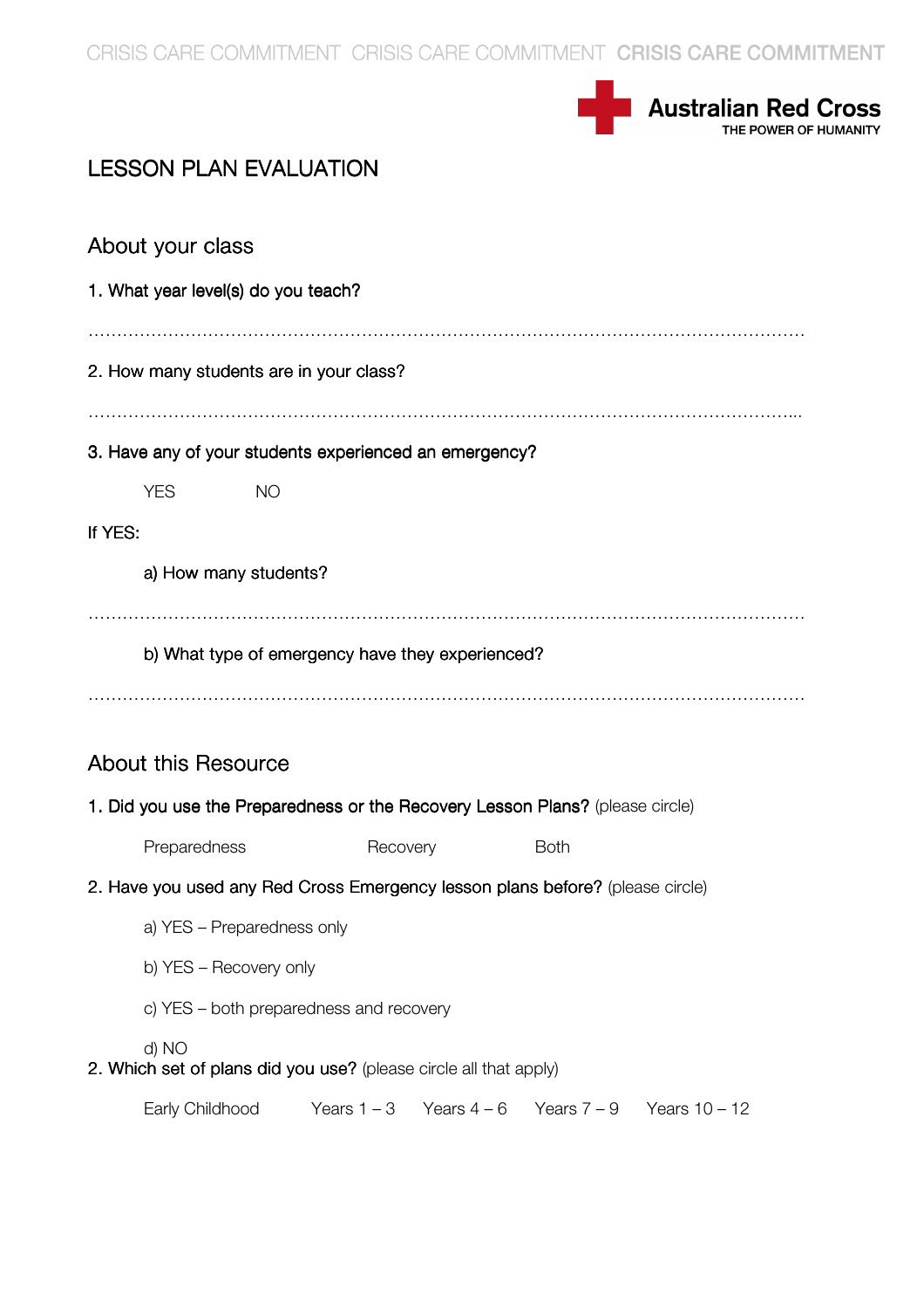# LESSON PLAN EVALUATION

## About your class

1. What year level(s) do you teach?

……………………………………………………………………………………………………………

2. How many students are in your class?

……………………………………………………………………………………………………………

3. Have any of your students experienced an emergency?

YES NO

If YES:

a) How many students?

……………………………………………………………………………………………………………

b) What type of emergency have they experienced?

……………………………………………………………………………………………………………

## About this Resource

1. Did you use the Preparedness or the Recovery Lesson Plans? (please circle)

Preparedness Recovery Both

2. Have you used any Red Cross Emergency lesson plans before? (please circle)

a) YES – Preparedness only

b) YES – Recovery only

c) YES – both preparedness and recovery

d) NO

2. Which set of plans did you use? (please circle all that apply)

Early Childhood Years 1 – 3 Years 4 – 6 Years 7 – 9 Years 10 – 12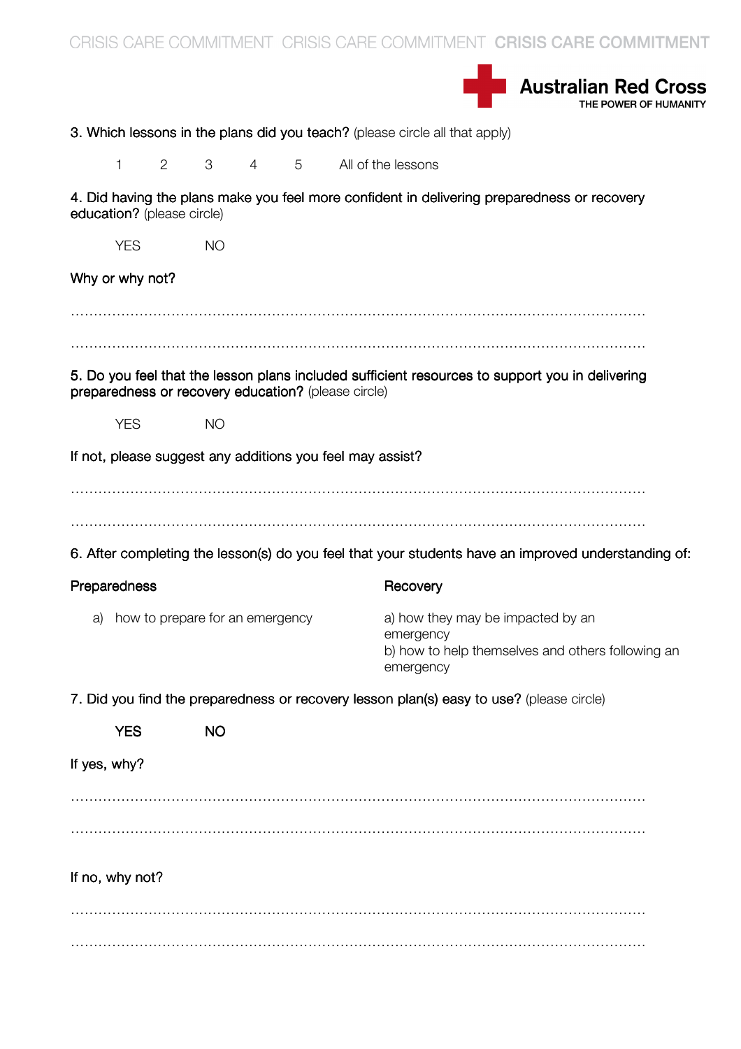3. Which lessons in the plans did you teach? (please circle all that apply)

1 2 3 4 5 All of the lessons

4. Did having the plans make you feel more confident in delivering preparedness or recovery education? (please circle)

YES NO

Why or why not?

…………………………………………………………………………………………………………………

…………………………………………………………………………………………………………………

5. Do you feel that the lesson plans included sufficient resources to support you in delivering preparedness or recovery education? (please circle)

YES NO

If not, please suggest any additions you feel may assist?

…………………………………………………………………………………………………………………

…………………………………………………………………………………………………………………

6. After completing the lesson(s) do you feel that your students have an improved understanding of:

Preparedness

a) how to prepare for an emergency

Recovery

a) how they may be impacted by an emergency
b) how to help themselves and others following an emergency

7. Did you find the preparedness or recovery lesson plan(s) easy to use? (please circle)

YES NO

If yes, why?

…………………………………………………………………………………………………………………

…………………………………………………………………………………………………………………

If no, why not?

…………………………………………………………………………………………………………………

…………………………………………………………………………………………………………………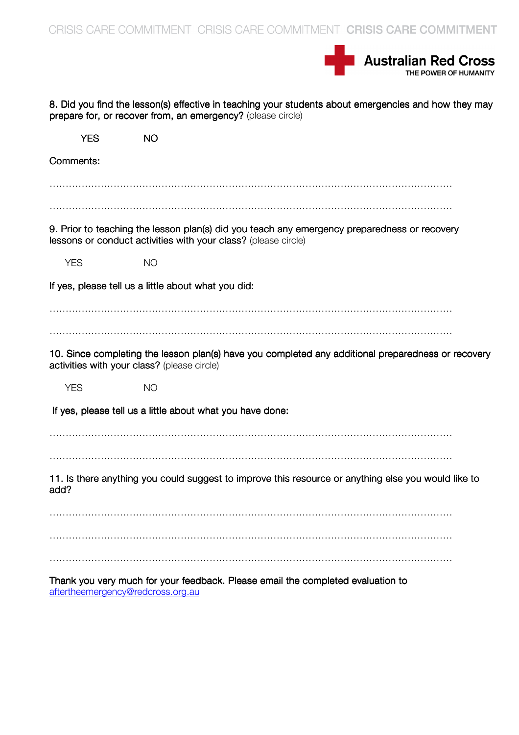8. Did you find the lesson(s) effective in teaching your students about emergencies and how they may prepare for, or recover from, an emergency? (please circle)

YES NO

Comments:

……………………………………………………………………………………………………………

……………………………………………………………………………………………………………

9. Prior to teaching the lesson plan(s) did you teach any emergency preparedness or recovery lessons or conduct activities with your class? (please circle)

YES NO

If yes, please tell us a little about what you did:

……………………………………………………………………………………………………………

……………………………………………………………………………………………………………

10. Since completing the lesson plan(s) have you completed any additional preparedness or recovery activities with your class? (please circle)

YES NO

If yes, please tell us a little about what you have done:

……………………………………………………………………………………………………………

……………………………………………………………………………………………………………

11. Is there anything you could suggest to improve this resource or anything else you would like to add?

……………………………………………………………………………………………………………

……………………………………………………………………………………………………………

……………………………………………………………………………………………………………

Thank you very much for your feedback. Please email the completed evaluation to aftertheemergency@redcross.org.au